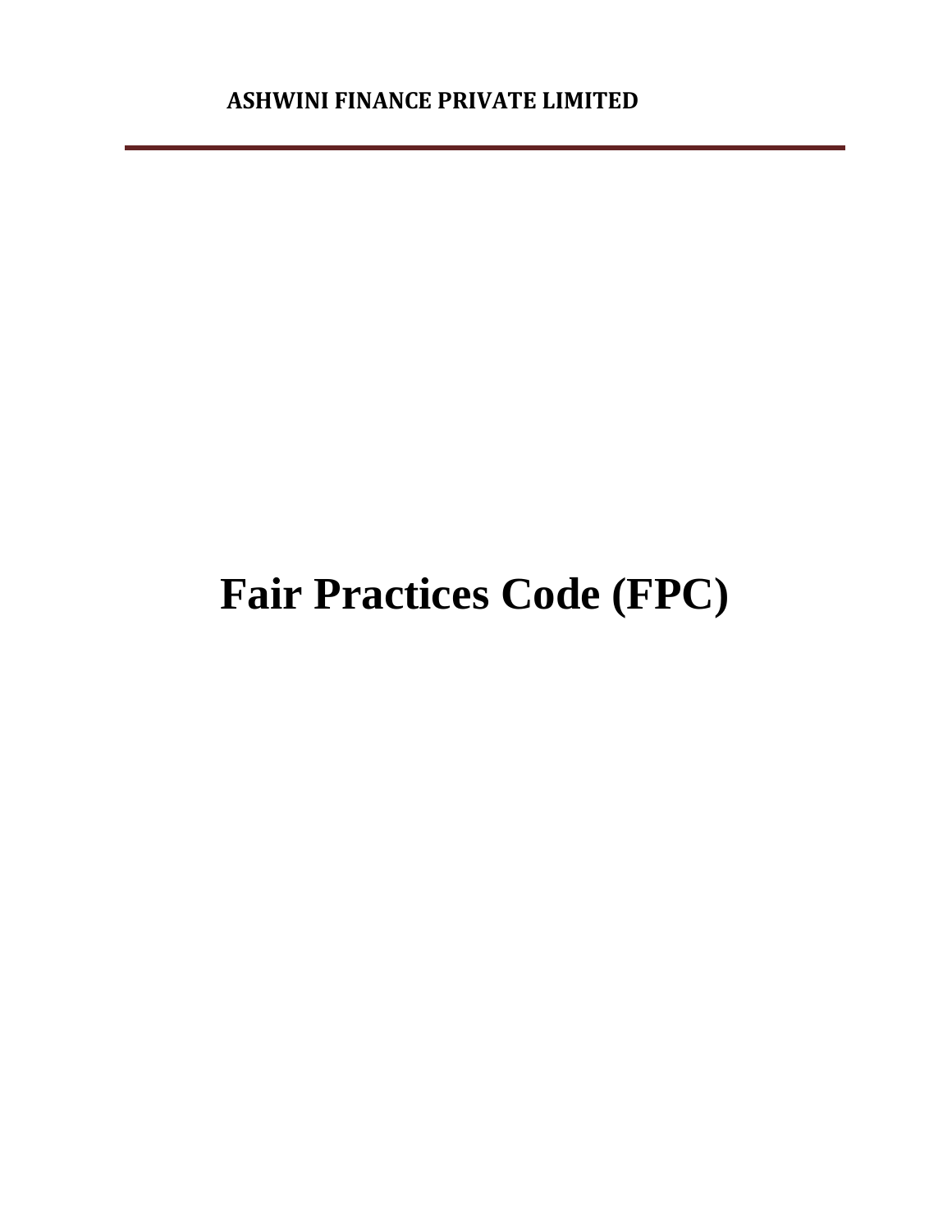**ASHWINI FINANCE PRIVATE LIMITED**

# Fair Practices Code (FPC)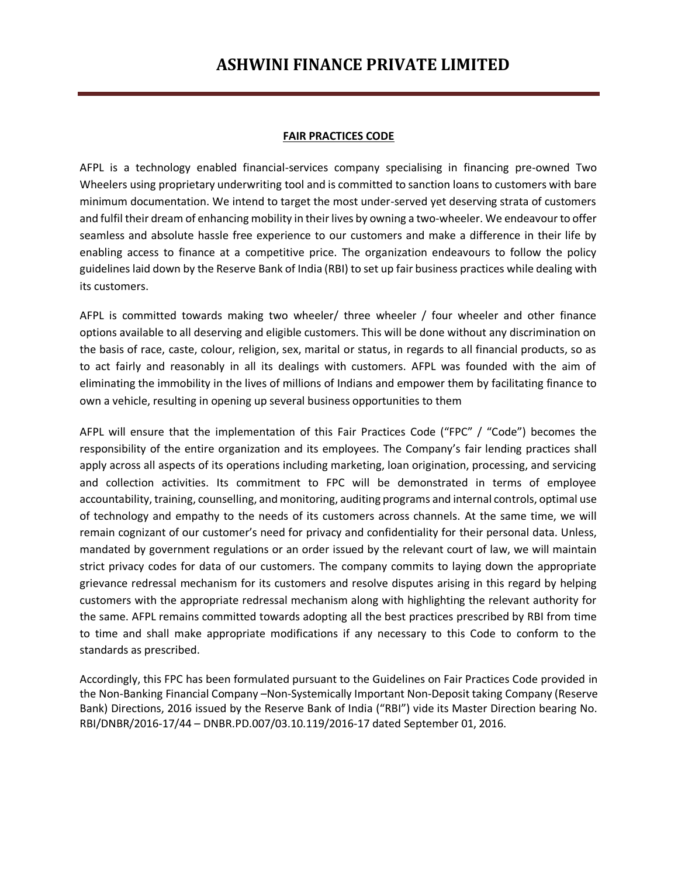# ASHWINI FINANCE PRIVATE LIMITED

**FAIR PRACTICES CODE**

AFPL is a technology enabled financial-services company specialising in financing pre-owned Two Wheelers using proprietary underwriting tool and is committed to sanction loans to customers with bare minimum documentation. We intend to target the most under-served yet deserving strata of customers and fulfil their dream of enhancing mobility in their lives by owning a two-wheeler. We endeavour to offer seamless and absolute hassle free experience to our customers and make a difference in their life by enabling access to finance at a competitive price. The organization endeavours to follow the policy guidelines laid down by the Reserve Bank of India (RBI) to set up fair business practices while dealing with its customers.

AFPL is committed towards making two wheeler/ three wheeler / four wheeler and other finance options available to all deserving and eligible customers. This will be done without any discrimination on the basis of race, caste, colour, religion, sex, marital or status, in regards to all financial products, so as to act fairly and reasonably in all its dealings with customers. AFPL was founded with the aim of eliminating the immobility in the lives of millions of Indians and empower them by facilitating finance to own a vehicle, resulting in opening up several business opportunities to them

AFPL will ensure that the implementation of this Fair Practices Code ("FPC" / "Code") becomes the responsibility of the entire organization and its employees. The Company's fair lending practices shall apply across all aspects of its operations including marketing, loan origination, processing, and servicing and collection activities. Its commitment to FPC will be demonstrated in terms of employee accountability, training, counselling, and monitoring, auditing programs and internal controls, optimal use of technology and empathy to the needs of its customers across channels. At the same time, we will remain cognizant of our customer's need for privacy and confidentiality for their personal data. Unless, mandated by government regulations or an order issued by the relevant court of law, we will maintain strict privacy codes for data of our customers. The company commits to laying down the appropriate grievance redressal mechanism for its customers and resolve disputes arising in this regard by helping customers with the appropriate redressal mechanism along with highlighting the relevant authority for the same. AFPL remains committed towards adopting all the best practices prescribed by RBI from time to time and shall make appropriate modifications if any necessary to this Code to conform to the standards as prescribed.

Accordingly, this FPC has been formulated pursuant to the Guidelines on Fair Practices Code provided in the Non-Banking Financial Company –Non-Systemically Important Non-Deposit taking Company (Reserve Bank) Directions, 2016 issued by the Reserve Bank of India ("RBI") vide its Master Direction bearing No. RBI/DNBR/2016-17/44 – DNBR.PD.007/03.10.119/2016-17 dated September 01, 2016.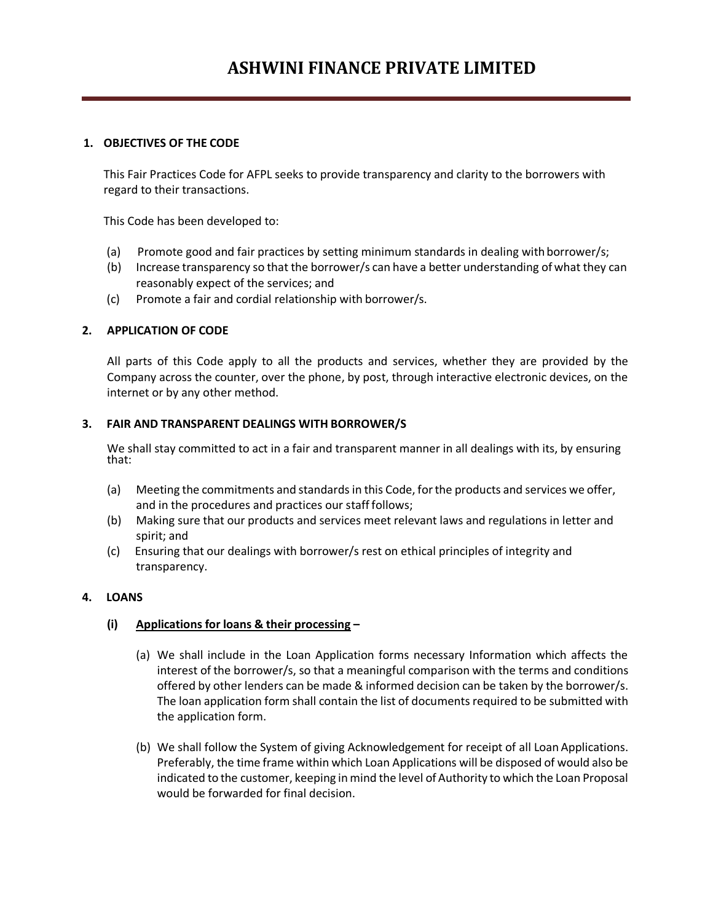# ASHWINI FINANCE PRIVATE LIMITED

## 1. OBJECTIVES OF THE CODE

This Fair Practices Code for AFPL seeks to provide transparency and clarity to the borrowers with regard to their transactions.

This Code has been developed to:

(a) Promote good and fair practices by setting minimum standards in dealing with borrower/s;
(b) Increase transparency so that the borrower/s can have a better understanding of what they can reasonably expect of the services; and
(c) Promote a fair and cordial relationship with borrower/s.

## 2. APPLICATION OF CODE

All parts of this Code apply to all the products and services, whether they are provided by the Company across the counter, over the phone, by post, through interactive electronic devices, on the internet or by any other method.

## 3. FAIR AND TRANSPARENT DEALINGS WITH BORROWER/S

We shall stay committed to act in a fair and transparent manner in all dealings with its, by ensuring that:

(a) Meeting the commitments and standards in this Code, for the products and services we offer, and in the procedures and practices our staff follows;
(b) Making sure that our products and services meet relevant laws and regulations in letter and spirit; and
(c) Ensuring that our dealings with borrower/s rest on ethical principles of integrity and transparency.

## 4. LOANS

### (i) <u>Applications for loans & their processing</u> –

(a) We shall include in the Loan Application forms necessary Information which affects the interest of the borrower/s, so that a meaningful comparison with the terms and conditions offered by other lenders can be made & informed decision can be taken by the borrower/s. The loan application form shall contain the list of documents required to be submitted with the application form.

(b) We shall follow the System of giving Acknowledgement for receipt of all Loan Applications. Preferably, the time frame within which Loan Applications will be disposed of would also be indicated to the customer, keeping in mind the level of Authority to which the Loan Proposal would be forwarded for final decision.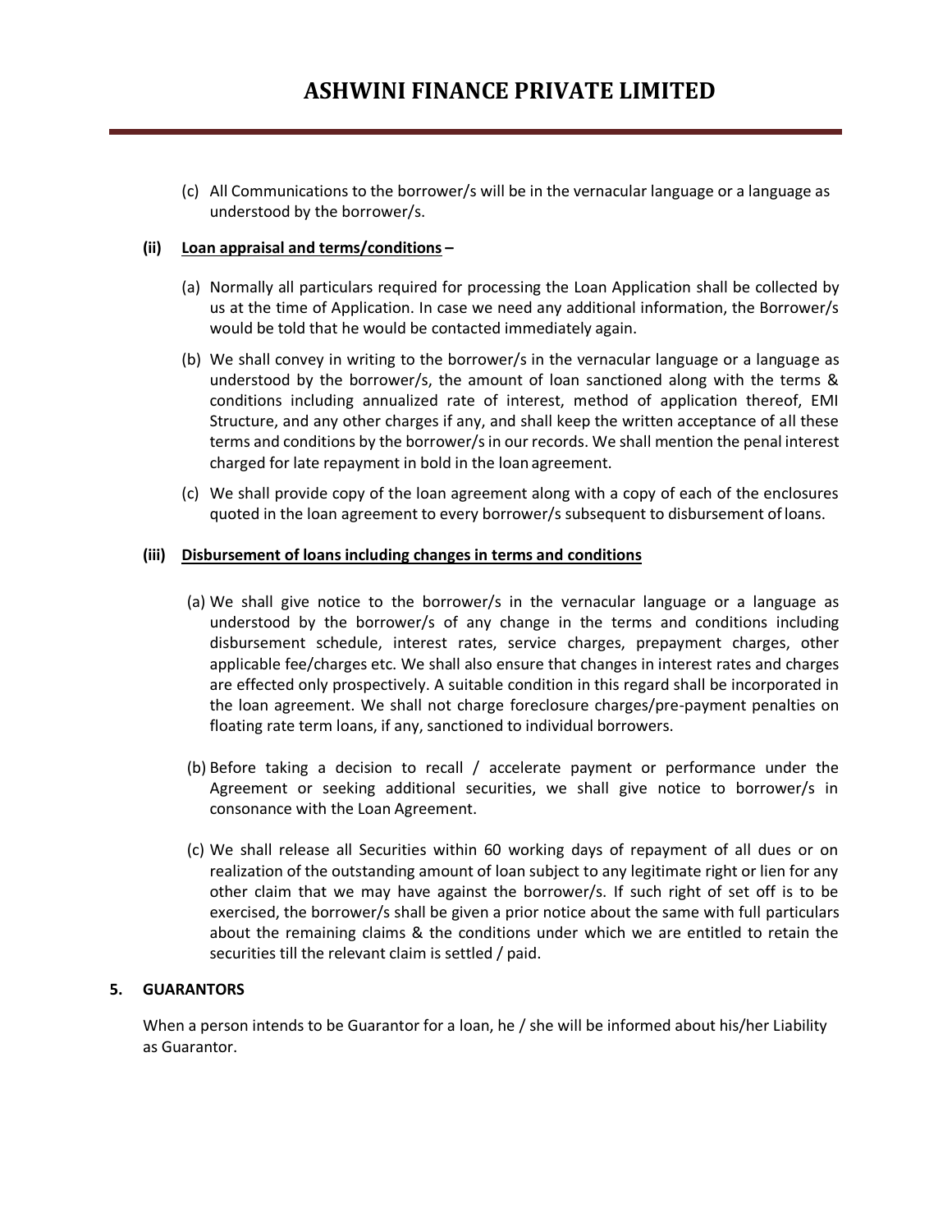(c) All Communications to the borrower/s will be in the vernacular language or a language as understood by the borrower/s.

**(ii) <u>Loan appraisal and terms/conditions</u> –**

(a) Normally all particulars required for processing the Loan Application shall be collected by us at the time of Application. In case we need any additional information, the Borrower/s would be told that he would be contacted immediately again.

(b) We shall convey in writing to the borrower/s in the vernacular language or a language as understood by the borrower/s, the amount of loan sanctioned along with the terms & conditions including annualized rate of interest, method of application thereof, EMI Structure, and any other charges if any, and shall keep the written acceptance of all these terms and conditions by the borrower/s in our records. We shall mention the penal interest charged for late repayment in bold in the loan agreement.

(c) We shall provide copy of the loan agreement along with a copy of each of the enclosures quoted in the loan agreement to every borrower/s subsequent to disbursement of loans.

**(iii) <u>Disbursement of loans including changes in terms and conditions</u>**

(a) We shall give notice to the borrower/s in the vernacular language or a language as understood by the borrower/s of any change in the terms and conditions including disbursement schedule, interest rates, service charges, prepayment charges, other applicable fee/charges etc. We shall also ensure that changes in interest rates and charges are effected only prospectively. A suitable condition in this regard shall be incorporated in the loan agreement. We shall not charge foreclosure charges/pre-payment penalties on floating rate term loans, if any, sanctioned to individual borrowers.

(b) Before taking a decision to recall / accelerate payment or performance under the Agreement or seeking additional securities, we shall give notice to borrower/s in consonance with the Loan Agreement.

(c) We shall release all Securities within 60 working days of repayment of all dues or on realization of the outstanding amount of loan subject to any legitimate right or lien for any other claim that we may have against the borrower/s. If such right of set off is to be exercised, the borrower/s shall be given a prior notice about the same with full particulars about the remaining claims & the conditions under which we are entitled to retain the securities till the relevant claim is settled / paid.

**5. GUARANTORS**

When a person intends to be Guarantor for a loan, he / she will be informed about his/her Liability as Guarantor.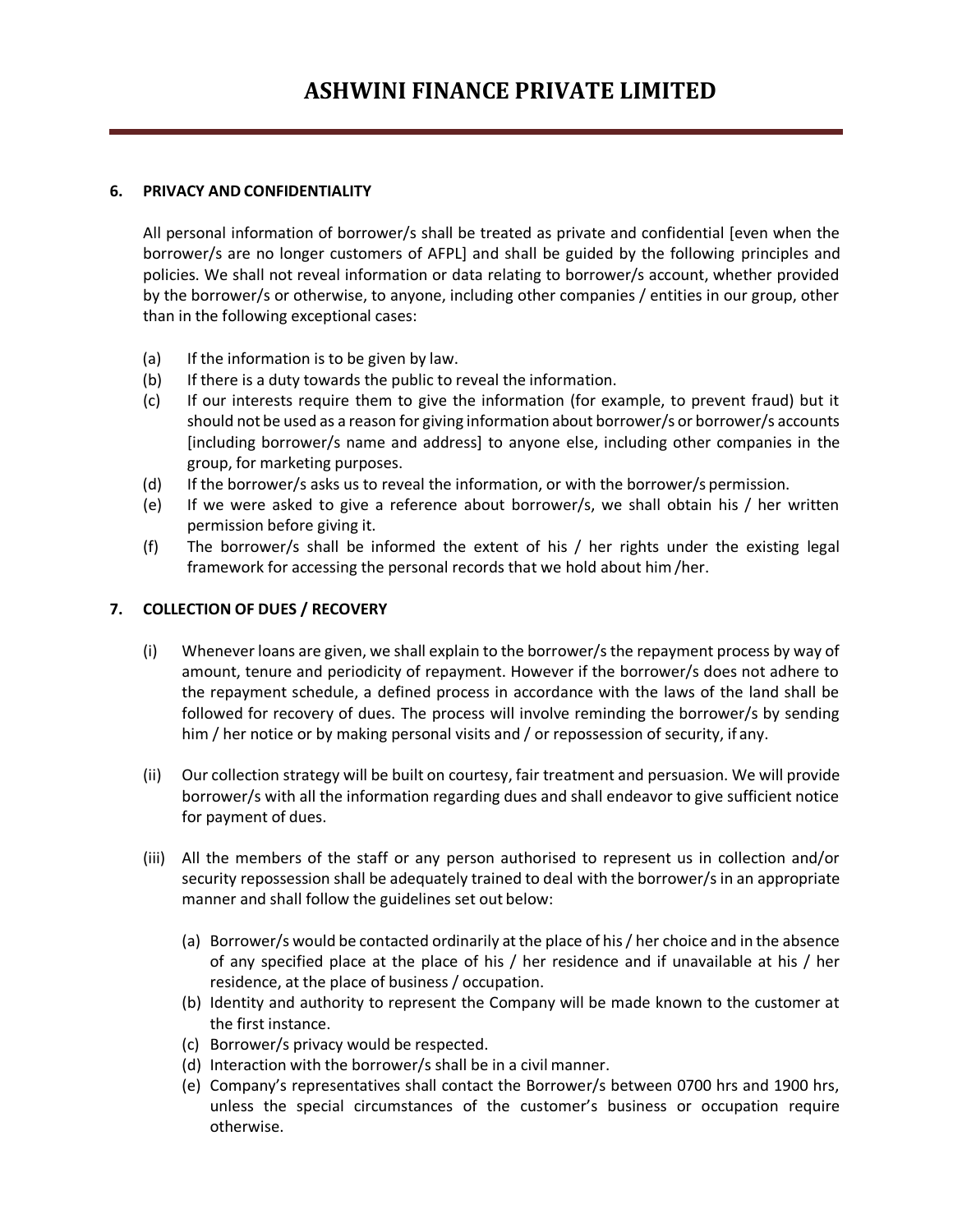## 6. PRIVACY AND CONFIDENTIALITY

All personal information of borrower/s shall be treated as private and confidential [even when the borrower/s are no longer customers of AFPL] and shall be guided by the following principles and policies. We shall not reveal information or data relating to borrower/s account, whether provided by the borrower/s or otherwise, to anyone, including other companies / entities in our group, other than in the following exceptional cases:

(a) If the information is to be given by law.

(b) If there is a duty towards the public to reveal the information.

(c) If our interests require them to give the information (for example, to prevent fraud) but it should not be used as a reason for giving information about borrower/s or borrower/s accounts [including borrower/s name and address] to anyone else, including other companies in the group, for marketing purposes.

(d) If the borrower/s asks us to reveal the information, or with the borrower/s permission.

(e) If we were asked to give a reference about borrower/s, we shall obtain his / her written permission before giving it.

(f) The borrower/s shall be informed the extent of his / her rights under the existing legal framework for accessing the personal records that we hold about him /her.

## 7. COLLECTION OF DUES / RECOVERY

(i) Whenever loans are given, we shall explain to the borrower/s the repayment process by way of amount, tenure and periodicity of repayment. However if the borrower/s does not adhere to the repayment schedule, a defined process in accordance with the laws of the land shall be followed for recovery of dues. The process will involve reminding the borrower/s by sending him / her notice or by making personal visits and / or repossession of security, if any.

(ii) Our collection strategy will be built on courtesy, fair treatment and persuasion. We will provide borrower/s with all the information regarding dues and shall endeavor to give sufficient notice for payment of dues.

(iii) All the members of the staff or any person authorised to represent us in collection and/or security repossession shall be adequately trained to deal with the borrower/s in an appropriate manner and shall follow the guidelines set out below:

(a) Borrower/s would be contacted ordinarily at the place of his / her choice and in the absence of any specified place at the place of his / her residence and if unavailable at his / her residence, at the place of business / occupation.

(b) Identity and authority to represent the Company will be made known to the customer at the first instance.

(c) Borrower/s privacy would be respected.

(d) Interaction with the borrower/s shall be in a civil manner.

(e) Company's representatives shall contact the Borrower/s between 0700 hrs and 1900 hrs, unless the special circumstances of the customer's business or occupation require otherwise.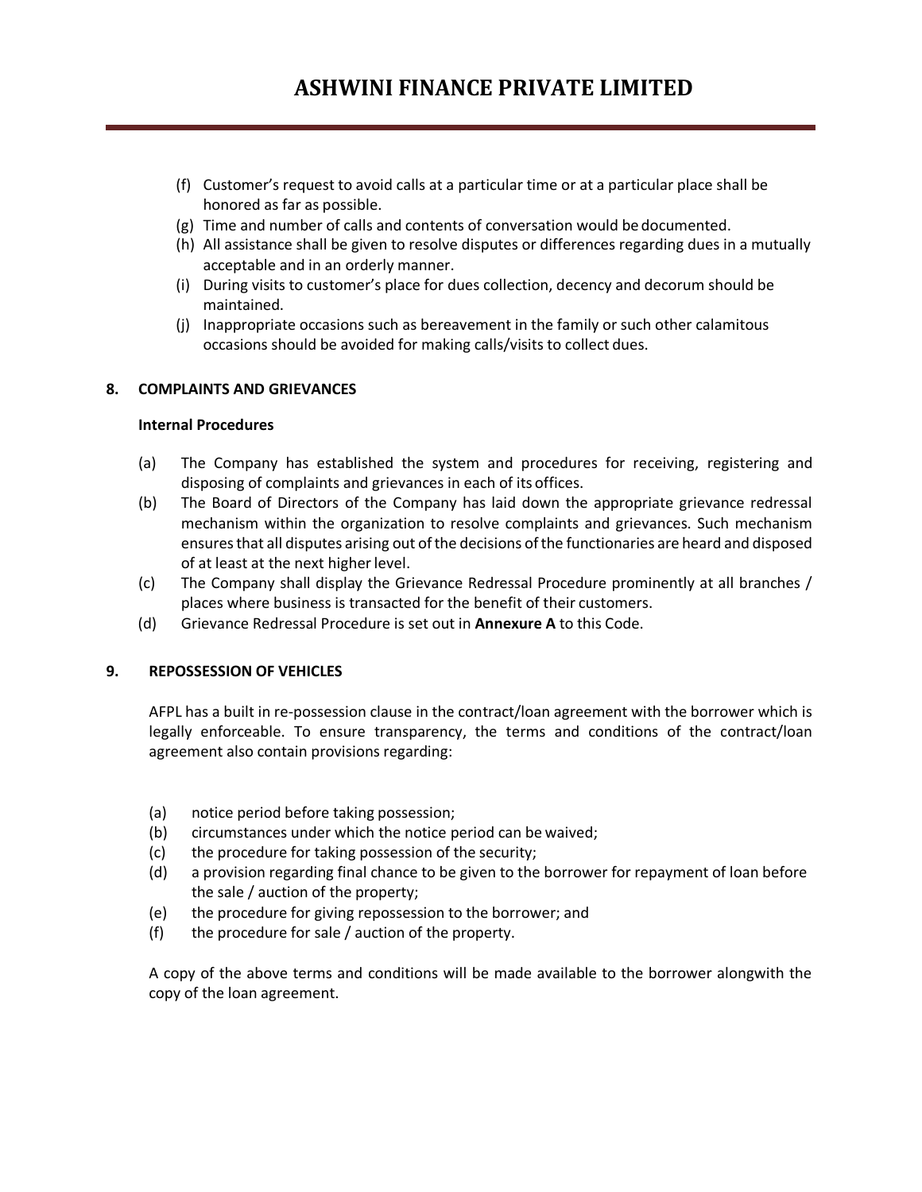(f) Customer's request to avoid calls at a particular time or at a particular place shall be honored as far as possible.
(g) Time and number of calls and contents of conversation would be documented.
(h) All assistance shall be given to resolve disputes or differences regarding dues in a mutually acceptable and in an orderly manner.
(i) During visits to customer's place for dues collection, decency and decorum should be maintained.
(j) Inappropriate occasions such as bereavement in the family or such other calamitous occasions should be avoided for making calls/visits to collect dues.

## 8. COMPLAINTS AND GRIEVANCES

**Internal Procedures**

(a) The Company has established the system and procedures for receiving, registering and disposing of complaints and grievances in each of its offices.

(b) The Board of Directors of the Company has laid down the appropriate grievance redressal mechanism within the organization to resolve complaints and grievances. Such mechanism ensures that all disputes arising out of the decisions of the functionaries are heard and disposed of at least at the next higher level.

(c) The Company shall display the Grievance Redressal Procedure prominently at all branches / places where business is transacted for the benefit of their customers.

(d) Grievance Redressal Procedure is set out in **Annexure A** to this Code.

## 9. REPOSSESSION OF VEHICLES

AFPL has a built in re-possession clause in the contract/loan agreement with the borrower which is legally enforceable. To ensure transparency, the terms and conditions of the contract/loan agreement also contain provisions regarding:

(a) notice period before taking possession;
(b) circumstances under which the notice period can be waived;
(c) the procedure for taking possession of the security;
(d) a provision regarding final chance to be given to the borrower for repayment of loan before the sale / auction of the property;
(e) the procedure for giving repossession to the borrower; and
(f) the procedure for sale / auction of the property.

A copy of the above terms and conditions will be made available to the borrower alongwith the copy of the loan agreement.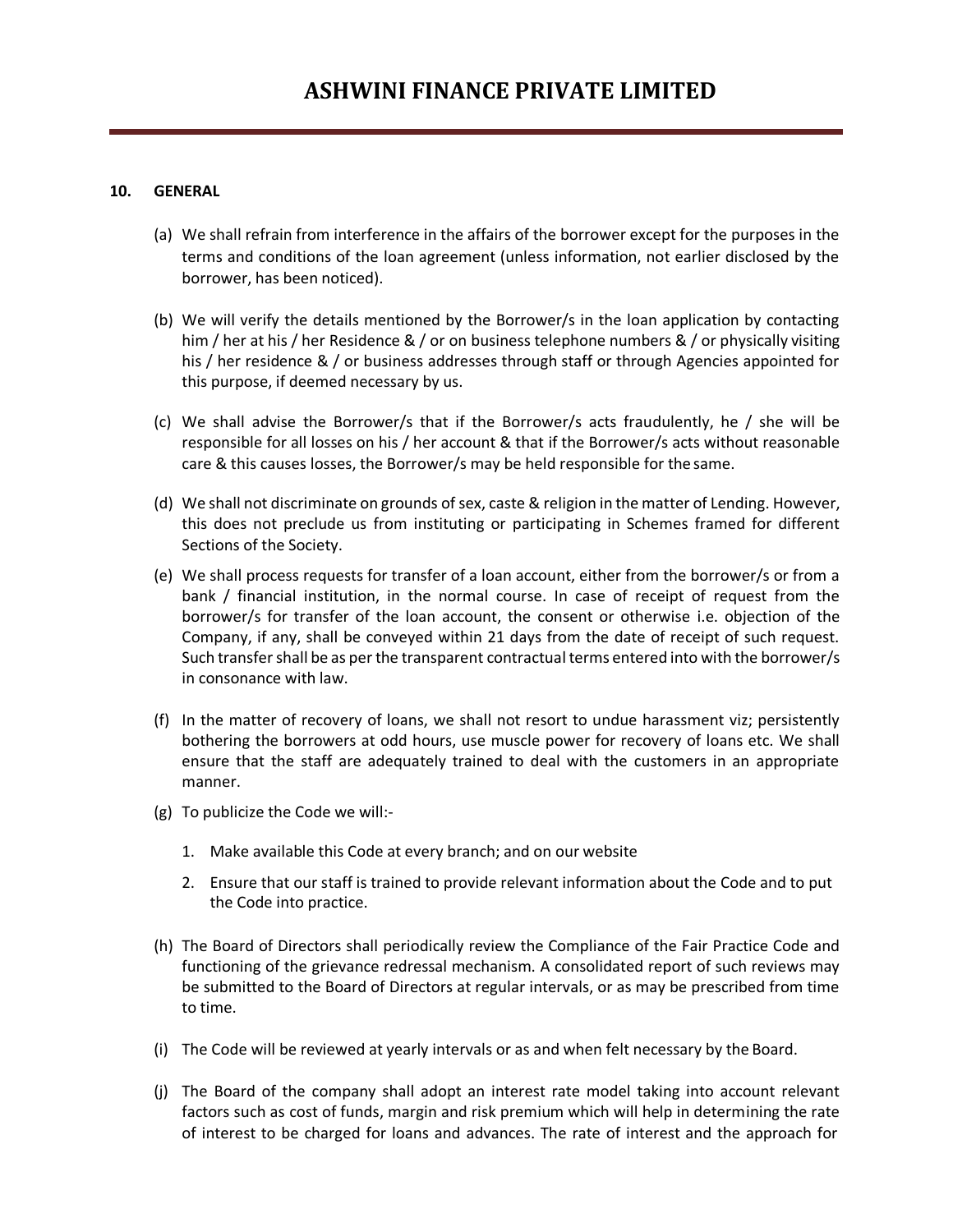## 10. GENERAL

(a) We shall refrain from interference in the affairs of the borrower except for the purposes in the terms and conditions of the loan agreement (unless information, not earlier disclosed by the borrower, has been noticed).

(b) We will verify the details mentioned by the Borrower/s in the loan application by contacting him / her at his / her Residence & / or on business telephone numbers & / or physically visiting his / her residence & / or business addresses through staff or through Agencies appointed for this purpose, if deemed necessary by us.

(c) We shall advise the Borrower/s that if the Borrower/s acts fraudulently, he / she will be responsible for all losses on his / her account & that if the Borrower/s acts without reasonable care & this causes losses, the Borrower/s may be held responsible for the same.

(d) We shall not discriminate on grounds of sex, caste & religion in the matter of Lending. However, this does not preclude us from instituting or participating in Schemes framed for different Sections of the Society.

(e) We shall process requests for transfer of a loan account, either from the borrower/s or from a bank / financial institution, in the normal course. In case of receipt of request from the borrower/s for transfer of the loan account, the consent or otherwise i.e. objection of the Company, if any, shall be conveyed within 21 days from the date of receipt of such request. Such transfer shall be as per the transparent contractual terms entered into with the borrower/s in consonance with law.

(f) In the matter of recovery of loans, we shall not resort to undue harassment viz; persistently bothering the borrowers at odd hours, use muscle power for recovery of loans etc. We shall ensure that the staff are adequately trained to deal with the customers in an appropriate manner.

(g) To publicize the Code we will:-

1. Make available this Code at every branch; and on our website
2. Ensure that our staff is trained to provide relevant information about the Code and to put the Code into practice.

(h) The Board of Directors shall periodically review the Compliance of the Fair Practice Code and functioning of the grievance redressal mechanism. A consolidated report of such reviews may be submitted to the Board of Directors at regular intervals, or as may be prescribed from time to time.

(i) The Code will be reviewed at yearly intervals or as and when felt necessary by the Board.

(j) The Board of the company shall adopt an interest rate model taking into account relevant factors such as cost of funds, margin and risk premium which will help in determining the rate of interest to be charged for loans and advances. The rate of interest and the approach for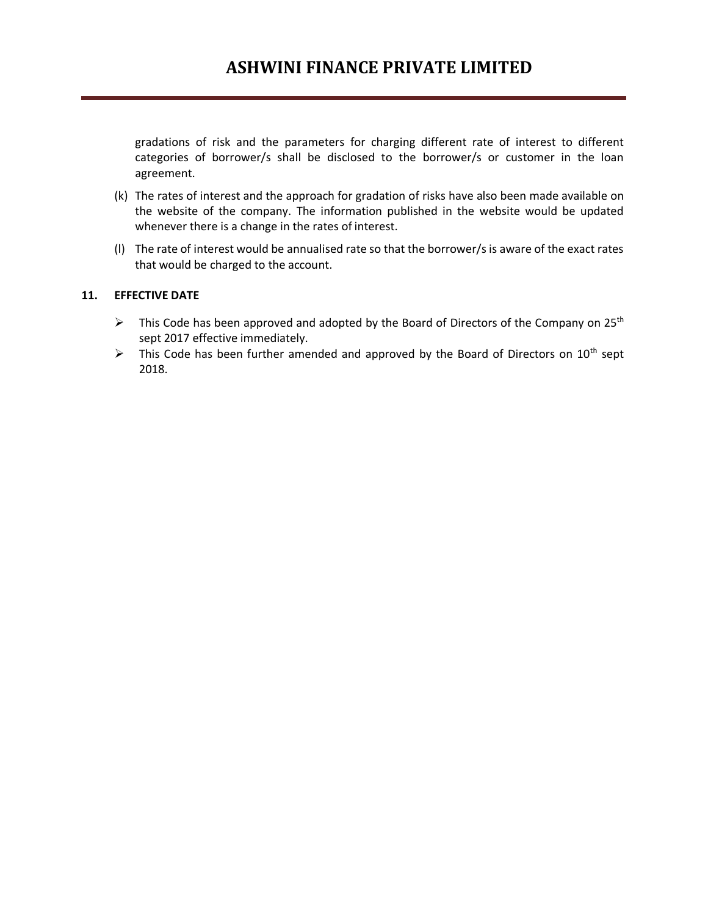gradations of risk and the parameters for charging different rate of interest to different categories of borrower/s shall be disclosed to the borrower/s or customer in the loan agreement.

(k) The rates of interest and the approach for gradation of risks have also been made available on the website of the company. The information published in the website would be updated whenever there is a change in the rates of interest.

(l) The rate of interest would be annualised rate so that the borrower/s is aware of the exact rates that would be charged to the account.

## 11. EFFECTIVE DATE

- This Code has been approved and adopted by the Board of Directors of the Company on 25th sept 2017 effective immediately.
- This Code has been further amended and approved by the Board of Directors on 10th sept 2018.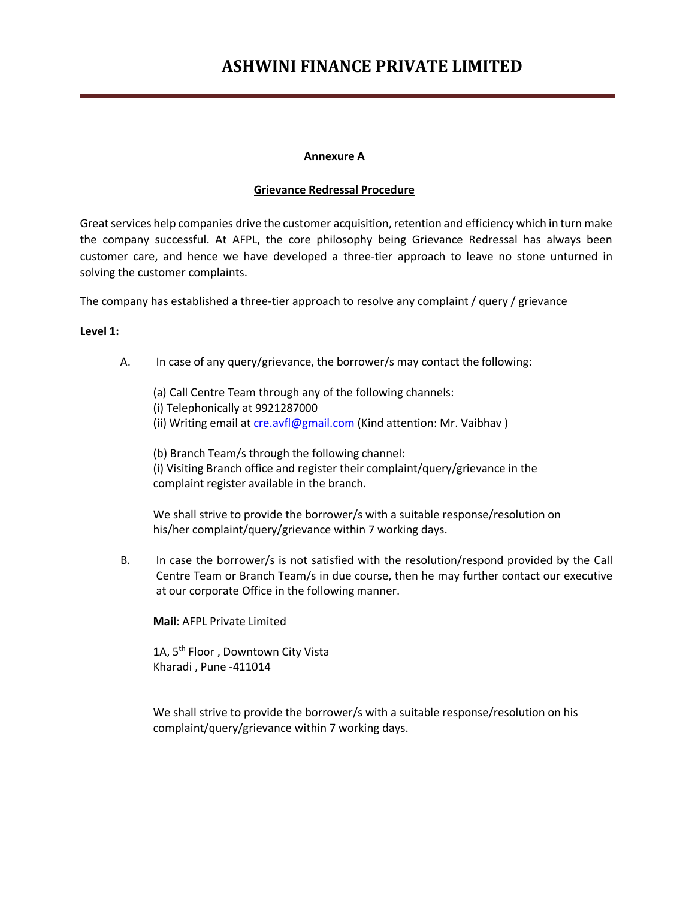# ASHWINI FINANCE PRIVATE LIMITED

**Annexure A**

**Grievance Redressal Procedure**

Great services help companies drive the customer acquisition, retention and efficiency which in turn make the company successful. At AFPL, the core philosophy being Grievance Redressal has always been customer care, and hence we have developed a three-tier approach to leave no stone unturned in solving the customer complaints.

The company has established a three-tier approach to resolve any complaint / query / grievance

**Level 1:**

A. In case of any query/grievance, the borrower/s may contact the following:

(a) Call Centre Team through any of the following channels:
(i) Telephonically at 9921287000
(ii) Writing email at cre.avfl@gmail.com (Kind attention: Mr. Vaibhav )

(b) Branch Team/s through the following channel:
(i) Visiting Branch office and register their complaint/query/grievance in the complaint register available in the branch.

We shall strive to provide the borrower/s with a suitable response/resolution on his/her complaint/query/grievance within 7 working days.

B. In case the borrower/s is not satisfied with the resolution/respond provided by the Call Centre Team or Branch Team/s in due course, then he may further contact our executive at our corporate Office in the following manner.

**Mail**: AFPL Private Limited

1A, 5th Floor , Downtown City Vista
Kharadi , Pune -411014

We shall strive to provide the borrower/s with a suitable response/resolution on his complaint/query/grievance within 7 working days.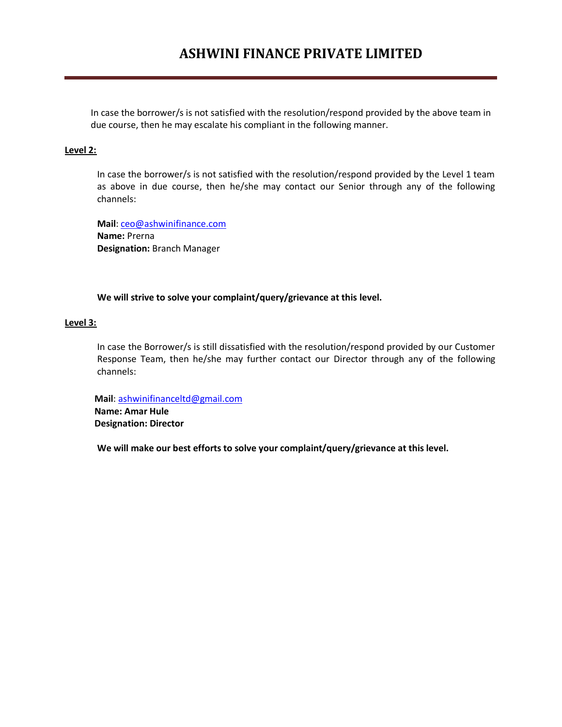In case the borrower/s is not satisfied with the resolution/respond provided by the above team in due course, then he may escalate his compliant in the following manner.

**Level 2:**

In case the borrower/s is not satisfied with the resolution/respond provided by the Level 1 team as above in due course, then he/she may contact our Senior through any of the following channels:

**Mail**: ceo@ashwinifinance.com
**Name:** Prerna
**Designation:** Branch Manager

**We will strive to solve your complaint/query/grievance at this level.**

**Level 3:**

In case the Borrower/s is still dissatisfied with the resolution/respond provided by our Customer Response Team, then he/she may further contact our Director through any of the following channels:

**Mail**: ashwinifinanceltd@gmail.com
**Name: Amar Hule**
**Designation: Director**

**We will make our best efforts to solve your complaint/query/grievance at this level.**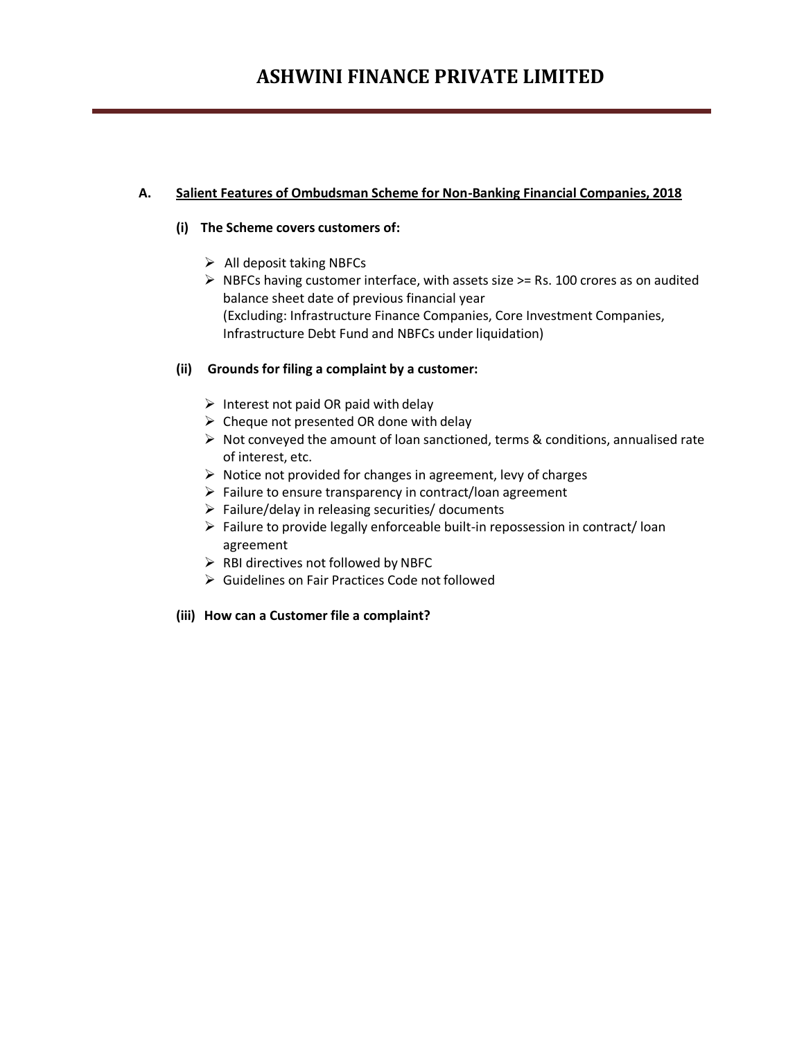# ASHWINI FINANCE PRIVATE LIMITED

## A. Salient Features of Ombudsman Scheme for Non-Banking Financial Companies, 2018

### (i) The Scheme covers customers of:

- All deposit taking NBFCs
- NBFCs having customer interface, with assets size >= Rs. 100 crores as on audited balance sheet date of previous financial year
  (Excluding: Infrastructure Finance Companies, Core Investment Companies, Infrastructure Debt Fund and NBFCs under liquidation)

### (ii) Grounds for filing a complaint by a customer:

- Interest not paid OR paid with delay
- Cheque not presented OR done with delay
- Not conveyed the amount of loan sanctioned, terms & conditions, annualised rate of interest, etc.
- Notice not provided for changes in agreement, levy of charges
- Failure to ensure transparency in contract/loan agreement
- Failure/delay in releasing securities/ documents
- Failure to provide legally enforceable built-in repossession in contract/ loan agreement
- RBI directives not followed by NBFC
- Guidelines on Fair Practices Code not followed

### (iii) How can a Customer file a complaint?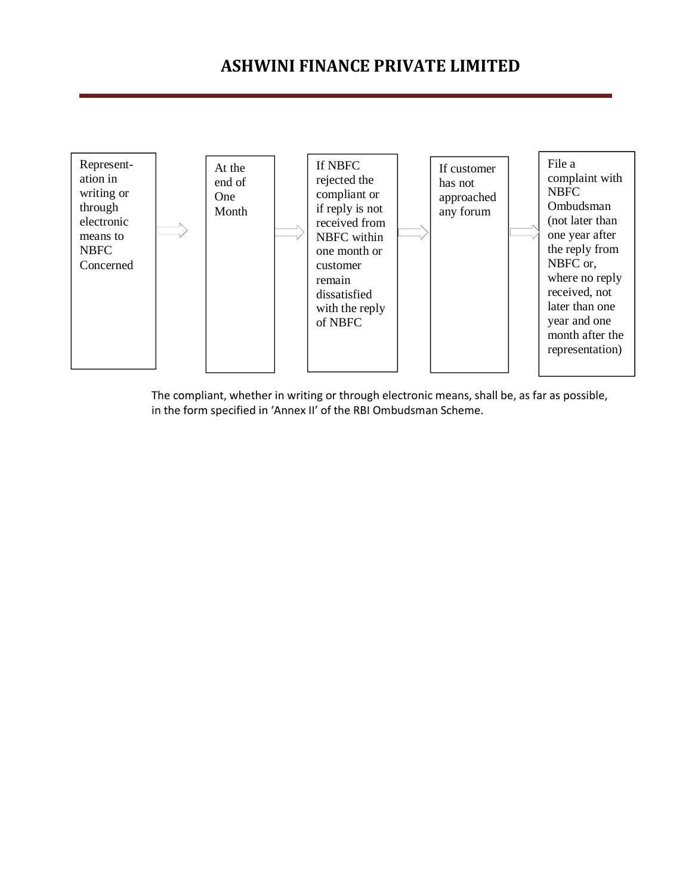# ASHWINI FINANCE PRIVATE LIMITED

Represent-ation in writing or through electronic means to NBFC Concerned

→

At the end of One Month

→

If NBFC rejected the compliant or if reply is not received from NBFC within one month or customer remain dissatisfied with the reply of NBFC

→

If customer has not approached any forum

→

File a complaint with NBFC Ombudsman (not later than one year after the reply from NBFC or, where no reply received, not later than one year and one month after the representation)

The compliant, whether in writing or through electronic means, shall be, as far as possible, in the form specified in 'Annex II' of the RBI Ombudsman Scheme.